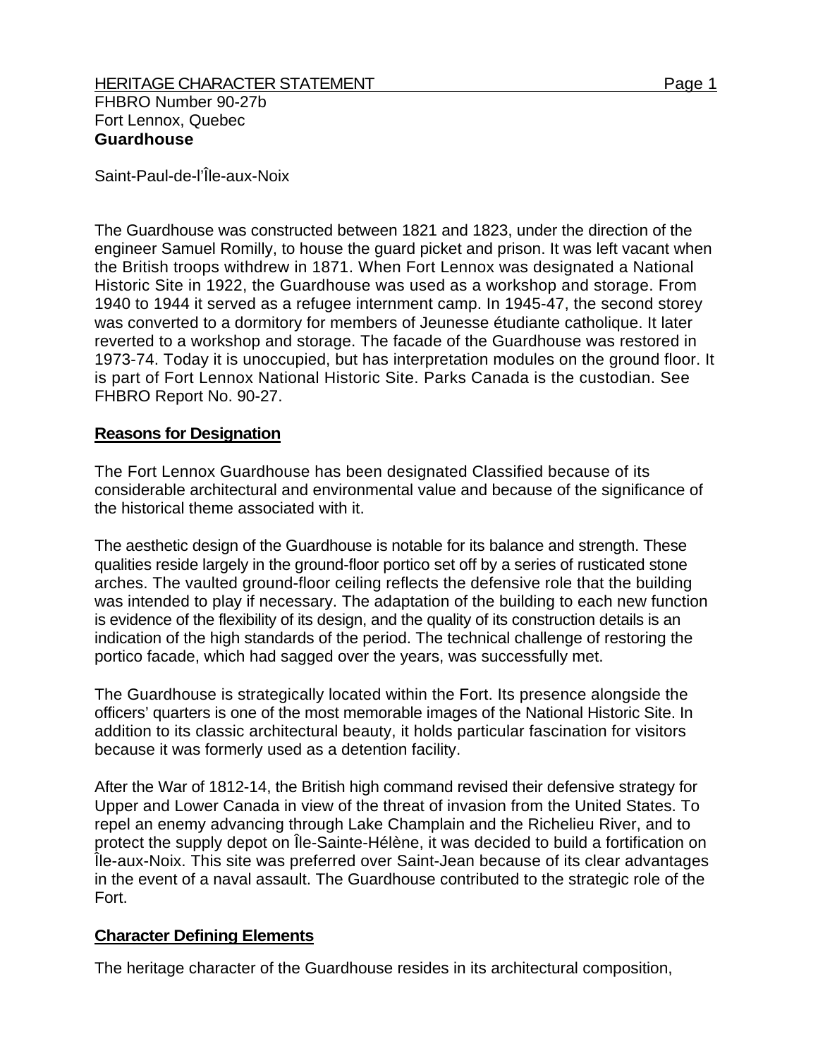FHBRO Number 90-27b
Fort Lennox, Quebec
**Guardhouse**

Saint-Paul-de-l'Île-aux-Noix

The Guardhouse was constructed between 1821 and 1823, under the direction of the engineer Samuel Romilly, to house the guard picket and prison. It was left vacant when the British troops withdrew in 1871. When Fort Lennox was designated a National Historic Site in 1922, the Guardhouse was used as a workshop and storage. From 1940 to 1944 it served as a refugee internment camp. In 1945-47, the second storey was converted to a dormitory for members of Jeunesse étudiante catholique. It later reverted to a workshop and storage. The facade of the Guardhouse was restored in 1973-74. Today it is unoccupied, but has interpretation modules on the ground floor. It is part of Fort Lennox National Historic Site. Parks Canada is the custodian. See FHBRO Report No. 90-27.

## Reasons for Designation

The Fort Lennox Guardhouse has been designated Classified because of its considerable architectural and environmental value and because of the significance of the historical theme associated with it.

The aesthetic design of the Guardhouse is notable for its balance and strength. These qualities reside largely in the ground-floor portico set off by a series of rusticated stone arches. The vaulted ground-floor ceiling reflects the defensive role that the building was intended to play if necessary. The adaptation of the building to each new function is evidence of the flexibility of its design, and the quality of its construction details is an indication of the high standards of the period. The technical challenge of restoring the portico facade, which had sagged over the years, was successfully met.

The Guardhouse is strategically located within the Fort. Its presence alongside the officers' quarters is one of the most memorable images of the National Historic Site. In addition to its classic architectural beauty, it holds particular fascination for visitors because it was formerly used as a detention facility.

After the War of 1812-14, the British high command revised their defensive strategy for Upper and Lower Canada in view of the threat of invasion from the United States. To repel an enemy advancing through Lake Champlain and the Richelieu River, and to protect the supply depot on Île-Sainte-Hélène, it was decided to build a fortification on Île-aux-Noix. This site was preferred over Saint-Jean because of its clear advantages in the event of a naval assault. The Guardhouse contributed to the strategic role of the Fort.

## Character Defining Elements

The heritage character of the Guardhouse resides in its architectural composition,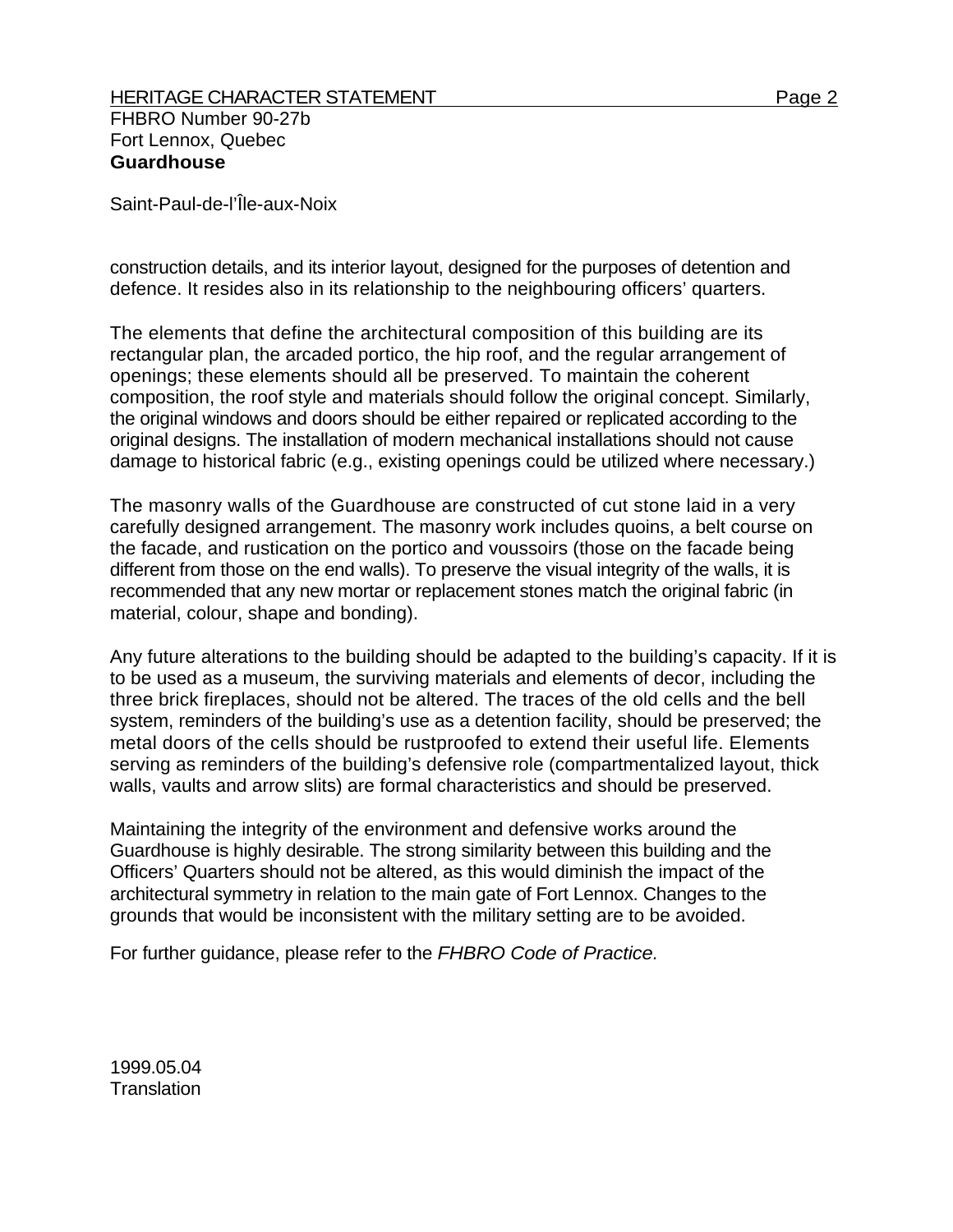construction details, and its interior layout, designed for the purposes of detention and defence. It resides also in its relationship to the neighbouring officers' quarters.

The elements that define the architectural composition of this building are its rectangular plan, the arcaded portico, the hip roof, and the regular arrangement of openings; these elements should all be preserved. To maintain the coherent composition, the roof style and materials should follow the original concept. Similarly, the original windows and doors should be either repaired or replicated according to the original designs. The installation of modern mechanical installations should not cause damage to historical fabric (e.g., existing openings could be utilized where necessary.)

The masonry walls of the Guardhouse are constructed of cut stone laid in a very carefully designed arrangement. The masonry work includes quoins, a belt course on the facade, and rustication on the portico and voussoirs (those on the facade being different from those on the end walls). To preserve the visual integrity of the walls, it is recommended that any new mortar or replacement stones match the original fabric (in material, colour, shape and bonding).

Any future alterations to the building should be adapted to the building's capacity. If it is to be used as a museum, the surviving materials and elements of decor, including the three brick fireplaces, should not be altered. The traces of the old cells and the bell system, reminders of the building's use as a detention facility, should be preserved; the metal doors of the cells should be rustproofed to extend their useful life. Elements serving as reminders of the building's defensive role (compartmentalized layout, thick walls, vaults and arrow slits) are formal characteristics and should be preserved.

Maintaining the integrity of the environment and defensive works around the Guardhouse is highly desirable. The strong similarity between this building and the Officers' Quarters should not be altered, as this would diminish the impact of the architectural symmetry in relation to the main gate of Fort Lennox. Changes to the grounds that would be inconsistent with the military setting are to be avoided.

For further guidance, please refer to the *FHBRO Code of Practice.*

1999.05.04
Translation